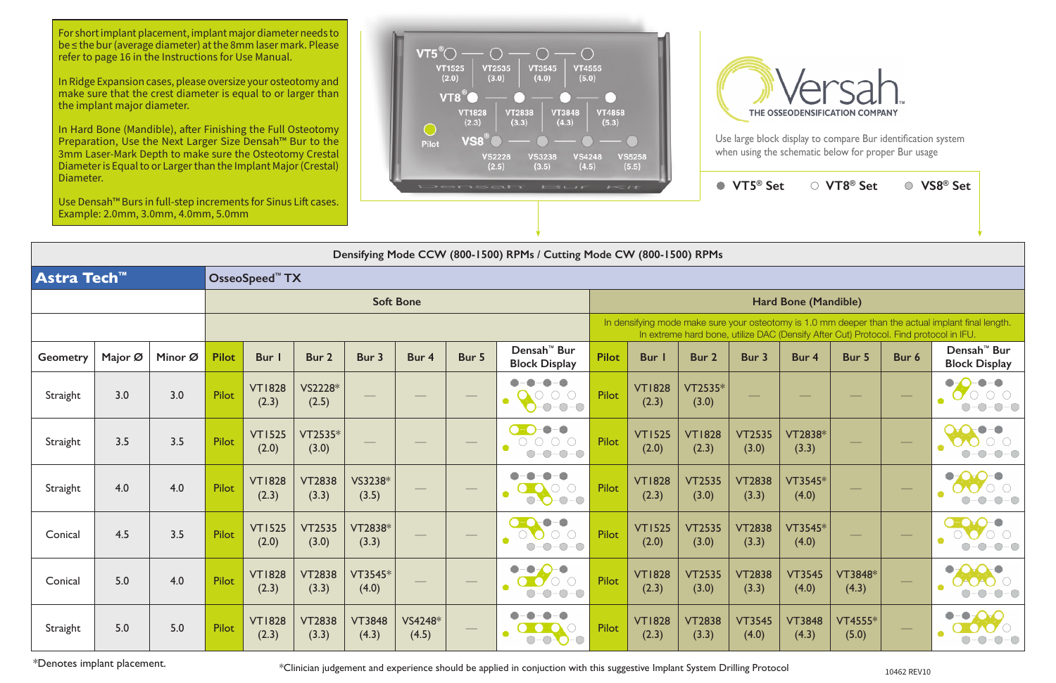For short implant placement, implant major diameter needs to be ≤ the bur (average diameter) at the 8mm laser mark. Please refer to page 16 in the Instructions for Use Manual.

In Ridge Expansion cases, please oversize your osteotomy and make sure that the crest diameter is equal to or larger than the implant major diameter.

In Hard Bone (Mandible), after Finishing the Full Osteotomy Preparation, Use the Next Larger Size Densah™ Bur to the 3mm Laser-Mark Depth to make sure the Osteotomy Crestal Diameter is Equal to or Larger than the Implant Major (Crestal) Diameter.

Use Densah™ Burs in full-step increments for Sinus Lift cases. Example: 2.0mm, 3.0mm, 4.0mm, 5.0mm

VT5® — VT1525 (2.0), VT2535 (3.0), VT3545 (4.0), VT4555 (5.0)

VT8® — VT1828 (2.3), VT2838 (3.3), VT3848 (4.3), VT4858 (5.3)

VS8® — VS2228 (2.5), VS3238 (3.5), VS4248 (4.5), VS5258 (5.5)

Pilot

Densah Bur Kit

Versah THE OSSEODENSIFICATION COMPANY™

Use large block display to compare Bur identification system when using the schematic below for proper Bur usage

● VT5® Set ○ VT8® Set ● VS8® Set

**Densifying Mode CCW (800-1500) RPMs / Cutting Mode CW (800-1500) RPMs**

## Astra Tech™ — OsseoSpeed™ TX

| | | | Soft Bone | | | | | | | Hard Bone (Mandible) | | | | | | | |
|---|---|---|---|---|---|---|---|---|---|---|---|---|---|---|---|---|---|
| | | | | | | | | | | In densifying mode make sure your osteotomy is 1.0 mm deeper than the actual implant final length. In extreme hard bone, utilize DAC (Densify After Cut) Protocol. Find protocol in IFU. | | | | | | | |
| Geometry | Major Ø | Minor Ø | Pilot | Bur 1 | Bur 2 | Bur 3 | Bur 4 | Bur 5 | Densah™ Bur Block Display | Pilot | Bur 1 | Bur 2 | Bur 3 | Bur 4 | Bur 5 | Bur 6 | Densah™ Bur Block Display |
| Straight | 3.0 | 3.0 | Pilot | VT1828 (2.3) | VS2228* (2.5) | — | — | — | | Pilot | VT1828 (2.3) | VT2535* (3.0) | — | — | — | — | |
| Straight | 3.5 | 3.5 | Pilot | VT1525 (2.0) | VT2535* (3.0) | — | — | — | | Pilot | VT1525 (2.0) | VT1828 (2.3) | VT2535 (3.0) | VT2838* (3.3) | — | — | |
| Straight | 4.0 | 4.0 | Pilot | VT1828 (2.3) | VT2838 (3.3) | VS3238* (3.5) | — | — | | Pilot | VT1828 (2.3) | VT2535 (3.0) | VT2838 (3.3) | VT3545* (4.0) | — | — | |
| Conical | 4.5 | 3.5 | Pilot | VT1525 (2.0) | VT2535 (3.0) | VT2838* (3.3) | — | — | | Pilot | VT1525 (2.0) | VT2535 (3.0) | VT2838 (3.3) | VT3545* (4.0) | — | — | |
| Conical | 5.0 | 4.0 | Pilot | VT1828 (2.3) | VT2838 (3.3) | VT3545* (4.0) | — | — | | Pilot | VT1828 (2.3) | VT2535 (3.0) | VT2838 (3.3) | VT3545 (4.0) | VT3848* (4.3) | — | |
| Straight | 5.0 | 5.0 | Pilot | VT1828 (2.3) | VT2838 (3.3) | VT3848 (4.3) | VS4248* (4.5) | — | | Pilot | VT1828 (2.3) | VT2838 (3.3) | VT3545 (4.0) | VT3848 (4.3) | VT4555* (5.0) | — | |

*Denotes implant placement.

*Clinician judgement and experience should be applied in conjuction with this suggestive Implant System Drilling Protocol

10462 REV10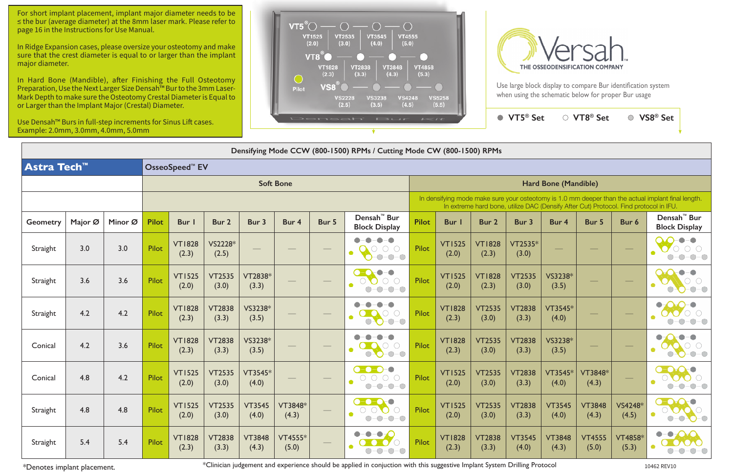For short implant placement, implant major diameter needs to be ≤ the bur (average diameter) at the 8mm laser mark. Please refer to page 16 in the Instructions for Use Manual.

In Ridge Expansion cases, please oversize your osteotomy and make sure that the crest diameter is equal to or larger than the implant major diameter.

In Hard Bone (Mandible), after Finishing the Full Osteotomy Preparation, Use the Next Larger Size Densah™ Bur to the 3mm Laser-Mark Depth to make sure the Osteotomy Crestal Diameter is Equal to or Larger than the Implant Major (Crestal) Diameter.

Use Densah™ Burs in full-step increments for Sinus Lift cases. Example: 2.0mm, 3.0mm, 4.0mm, 5.0mm

VT5®: VT1525 (2.0), VT2535 (3.0), VT3545 (4.0), VT4555 (5.0)
VT8®: VT1828 (2.3), VT2838 (3.3), VT3848 (4.3), VT4858 (5.3)
Pilot
VS8®: VS2228 (2.5), VS3238 (3.5), VS4248 (4.5), VS5258 (5.5)

Densah Bur Kit

Versah™ THE OSSEODENSIFICATION COMPANY

Use large block display to compare Bur identification system when using the schematic below for proper Bur usage

● VT5® Set ○ VT8® Set ● VS8® Set

| Densifying Mode CCW (800-1500) RPMs / Cutting Mode CW (800-1500) RPMs | | | | | | | | | | | | | | | | | | |
|---|---|---|---|---|---|---|---|---|---|---|---|---|---|---|---|---|---|---|
| **Astra Tech™** | | | OsseoSpeed™ EV | | | | | | | | | | | | | | | |
| | | | Soft Bone | | | | | | | Hard Bone (Mandible) | | | | | | | | |
| | | | | | | | | | | In densifying mode make sure your osteotomy is 1.0 mm deeper than the actual implant final length. In extreme hard bone, utilize DAC (Densify After Cut) Protocol. Find protocol in IFU. | | | | | | | | |
| Geometry | Major Ø | Minor Ø | Pilot | Bur 1 | Bur 2 | Bur 3 | Bur 4 | Bur 5 | Densah™ Bur Block Display | Pilot | Bur 1 | Bur 2 | Bur 3 | Bur 4 | Bur 5 | Bur 6 | Densah™ Bur Block Display |
| Straight | 3.0 | 3.0 | Pilot | VT1828 (2.3) | VS2228* (2.5) | — | — | — | | Pilot | VT1525 (2.0) | VT1828 (2.3) | VT2535* (3.0) | — | — | — | |
| Straight | 3.6 | 3.6 | Pilot | VT1525 (2.0) | VT2535 (3.0) | VT2838* (3.3) | — | — | | Pilot | VT1525 (2.0) | VT1828 (2.3) | VT2535 (3.0) | VS3238* (3.5) | — | — | |
| Straight | 4.2 | 4.2 | Pilot | VT1828 (2.3) | VT2838 (3.3) | VS3238* (3.5) | — | — | | Pilot | VT1828 (2.3) | VT2535 (3.0) | VT2838 (3.3) | VT3545* (4.0) | — | — | |
| Conical | 4.2 | 3.6 | Pilot | VT1828 (2.3) | VT2838 (3.3) | VS3238* (3.5) | — | — | | Pilot | VT1828 (2.3) | VT2535 (3.0) | VT2838 (3.3) | VS3238* (3.5) | — | — | |
| Conical | 4.8 | 4.2 | Pilot | VT1525 (2.0) | VT2535 (3.0) | VT3545* (4.0) | — | — | | Pilot | VT1525 (2.0) | VT2535 (3.0) | VT2838 (3.3) | VT3545* (4.0) | VT3848* (4.3) | — | |
| Straight | 4.8 | 4.8 | Pilot | VT1525 (2.0) | VT2535 (3.0) | VT3545 (4.0) | VT3848* (4.3) | — | | Pilot | VT1525 (2.0) | VT2535 (3.0) | VT2838 (3.3) | VT3545 (4.0) | VT3848 (4.3) | VS4248* (4.5) | |
| Straight | 5.4 | 5.4 | Pilot | VT1828 (2.3) | VT2838 (3.3) | VT3848 (4.3) | VT4555* (5.0) | — | | Pilot | VT1828 (2.3) | VT2838 (3.3) | VT3545 (4.0) | VT3848 (4.3) | VT4555 (5.0) | VT4858* (5.3) | |

*Denotes implant placement.

*Clinician judgement and experience should be applied in conjuction with this suggestive Implant System Drilling Protocol

10462 REV10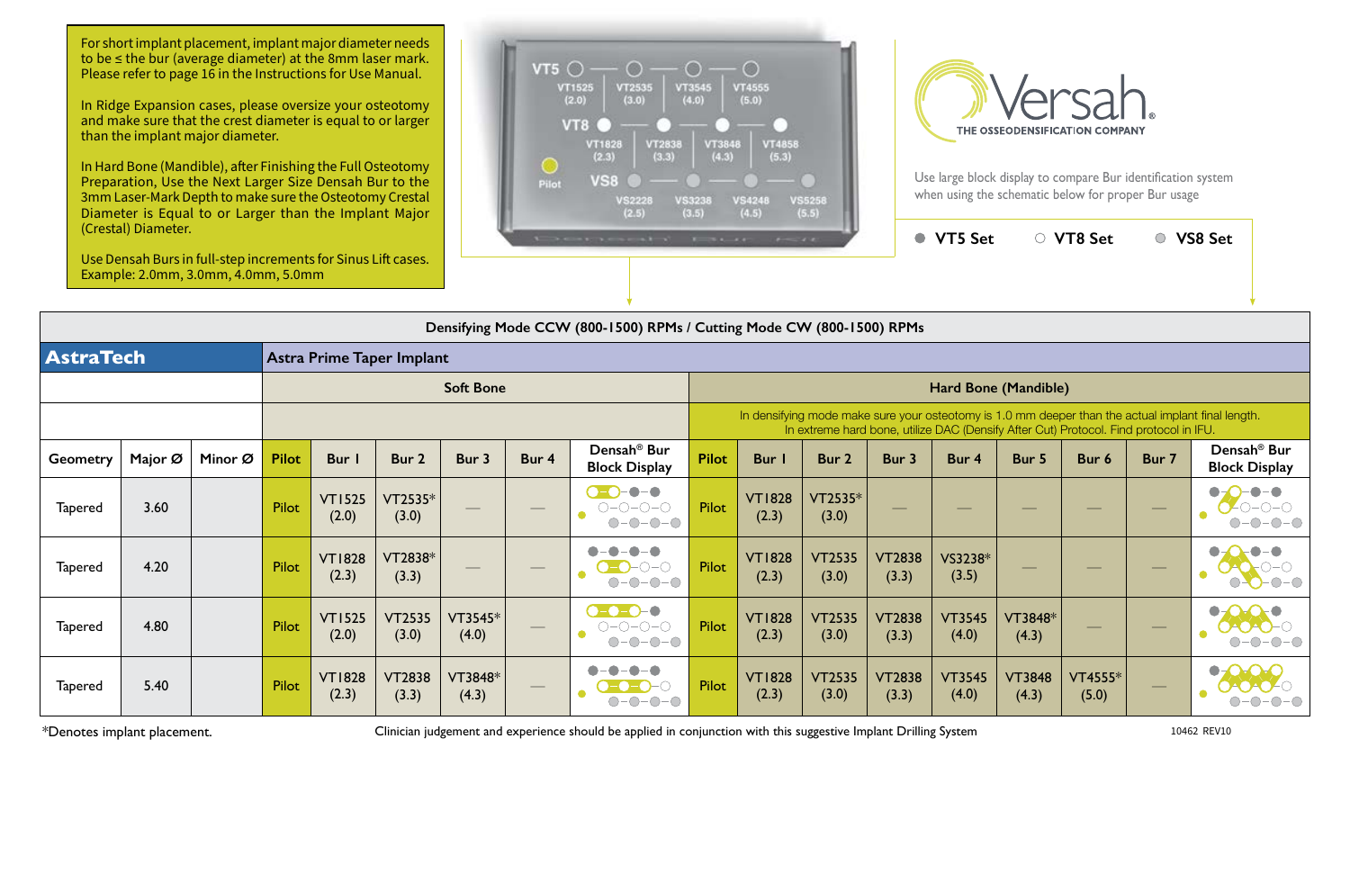For short implant placement, implant major diameter needs to be ≤ the bur (average diameter) at the 8mm laser mark. Please refer to page 16 in the Instructions for Use Manual.

In Ridge Expansion cases, please oversize your osteotomy and make sure that the crest diameter is equal to or larger than the implant major diameter.

In Hard Bone (Mandible), after Finishing the Full Osteotomy Preparation, Use the Next Larger Size Densah Bur to the 3mm Laser-Mark Depth to make sure the Osteotomy Crestal Diameter is Equal to or Larger than the Implant Major (Crestal) Diameter.

Use Densah Burs in full-step increments for Sinus Lift cases. Example: 2.0mm, 3.0mm, 4.0mm, 5.0mm

VT5: VT1525 (2.0), VT2535 (3.0), VT3545 (4.0), VT4555 (5.0)

VT8: VT1828 (2.3), VT2838 (3.3), VT3848 (4.3), VT4858 (5.3)

Pilot

VS8: VS2228 (2.5), VS3238 (3.5), VS4248 (4.5), VS5258 (5.5)

Versah® THE OSSEODENSIFICATION COMPANY

Use large block display to compare Bur identification system when using the schematic below for proper Bur usage

● VT5 Set ○ VT8 Set ◉ VS8 Set

**Densifying Mode CCW (800-1500) RPMs / Cutting Mode CW (800-1500) RPMs**

| **AstraTech** | | | **Astra Prime Taper Implant** | | | | | | | | | | | | | | | |
|---|---|---|---|---|---|---|---|---|---|---|---|---|---|---|---|---|---|---|
| | | | **Soft Bone** | | | | | | **Hard Bone (Mandible)** | | | | | | | | | |
| | | | | | | | | | In densifying mode make sure your osteotomy is 1.0 mm deeper than the actual implant final length. In extreme hard bone, utilize DAC (Densify After Cut) Protocol. Find protocol in IFU. | | | | | | | | | |
| **Geometry** | **Major Ø** | **Minor Ø** | **Pilot** | **Bur 1** | **Bur 2** | **Bur 3** | **Bur 4** | **Densah® Bur Block Display** | **Pilot** | **Bur 1** | **Bur 2** | **Bur 3** | **Bur 4** | **Bur 5** | **Bur 6** | **Bur 7** | **Densah® Bur Block Display** |
| Tapered | 3.60 | | Pilot | VT1525 (2.0) | VT2535* (3.0) | — | — | | Pilot | VT1828 (2.3) | VT2535* (3.0) | — | — | — | — | — | |
| Tapered | 4.20 | | Pilot | VT1828 (2.3) | VT2838* (3.3) | — | — | | Pilot | VT1828 (2.3) | VT2535 (3.0) | VT2838 (3.3) | VS3238* (3.5) | — | — | — | |
| Tapered | 4.80 | | Pilot | VT1525 (2.0) | VT2535 (3.0) | VT3545* (4.0) | — | | Pilot | VT1828 (2.3) | VT2535 (3.0) | VT2838 (3.3) | VT3545 (4.0) | VT3848* (4.3) | — | — | |
| Tapered | 5.40 | | Pilot | VT1828 (2.3) | VT2838 (3.3) | VT3848* (4.3) | — | | Pilot | VT1828 (2.3) | VT2535 (3.0) | VT2838 (3.3) | VT3545 (4.0) | VT3848 (4.3) | VT4555* (5.0) | — | |

*Denotes implant placement.

Clinician judgement and experience should be applied in conjunction with this suggestive Implant Drilling System

10462 REV10